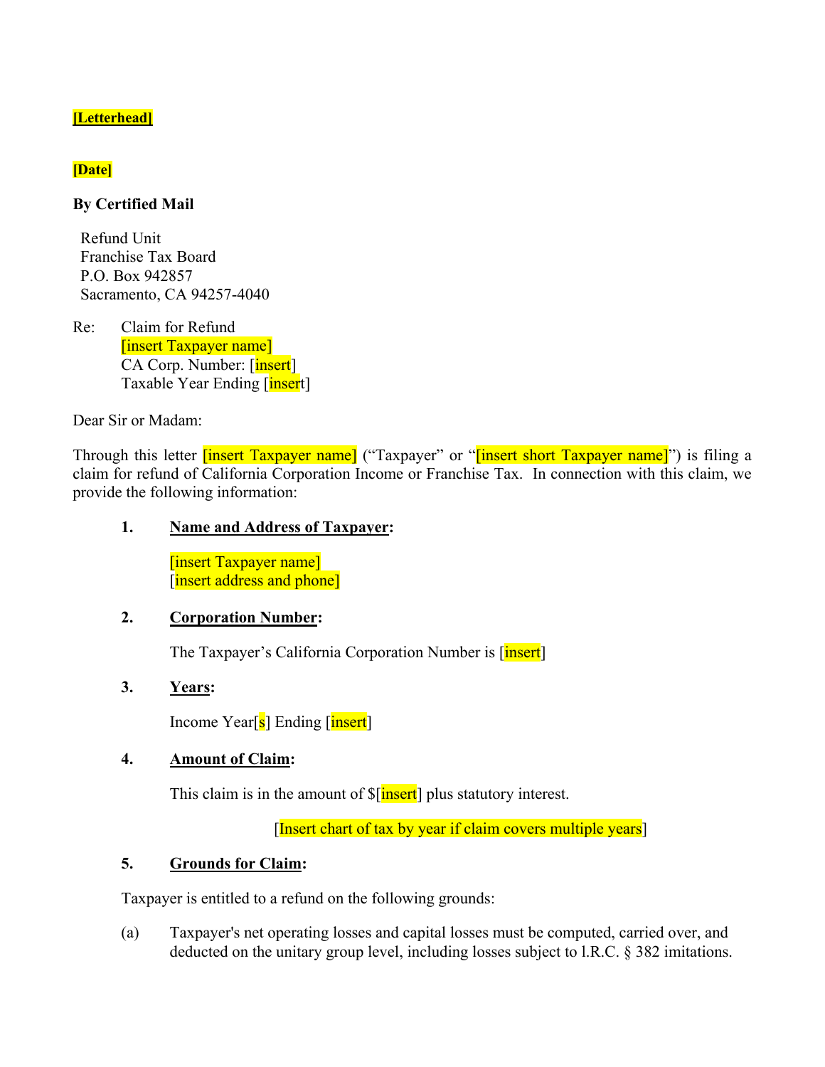**[Letterhead]**

**[Date]**

**By Certified Mail**

Refund Unit
Franchise Tax Board
P.O. Box 942857
Sacramento, CA 94257-4040

Re: Claim for Refund
[insert Taxpayer name]
CA Corp. Number: [insert]
Taxable Year Ending [insert]

Dear Sir or Madam:

Through this letter [insert Taxpayer name] ("Taxpayer" or "[insert short Taxpayer name]") is filing a claim for refund of California Corporation Income or Franchise Tax. In connection with this claim, we provide the following information:

**1. Name and Address of Taxpayer:**

[insert Taxpayer name]
[insert address and phone]

**2. Corporation Number:**

The Taxpayer's California Corporation Number is [insert]

**3. Years:**

Income Year[s] Ending [insert]

**4. Amount of Claim:**

This claim is in the amount of $[insert] plus statutory interest.

[Insert chart of tax by year if claim covers multiple years]

**5. Grounds for Claim:**

Taxpayer is entitled to a refund on the following grounds:

(a) Taxpayer's net operating losses and capital losses must be computed, carried over, and deducted on the unitary group level, including losses subject to I.R.C. § 382 imitations.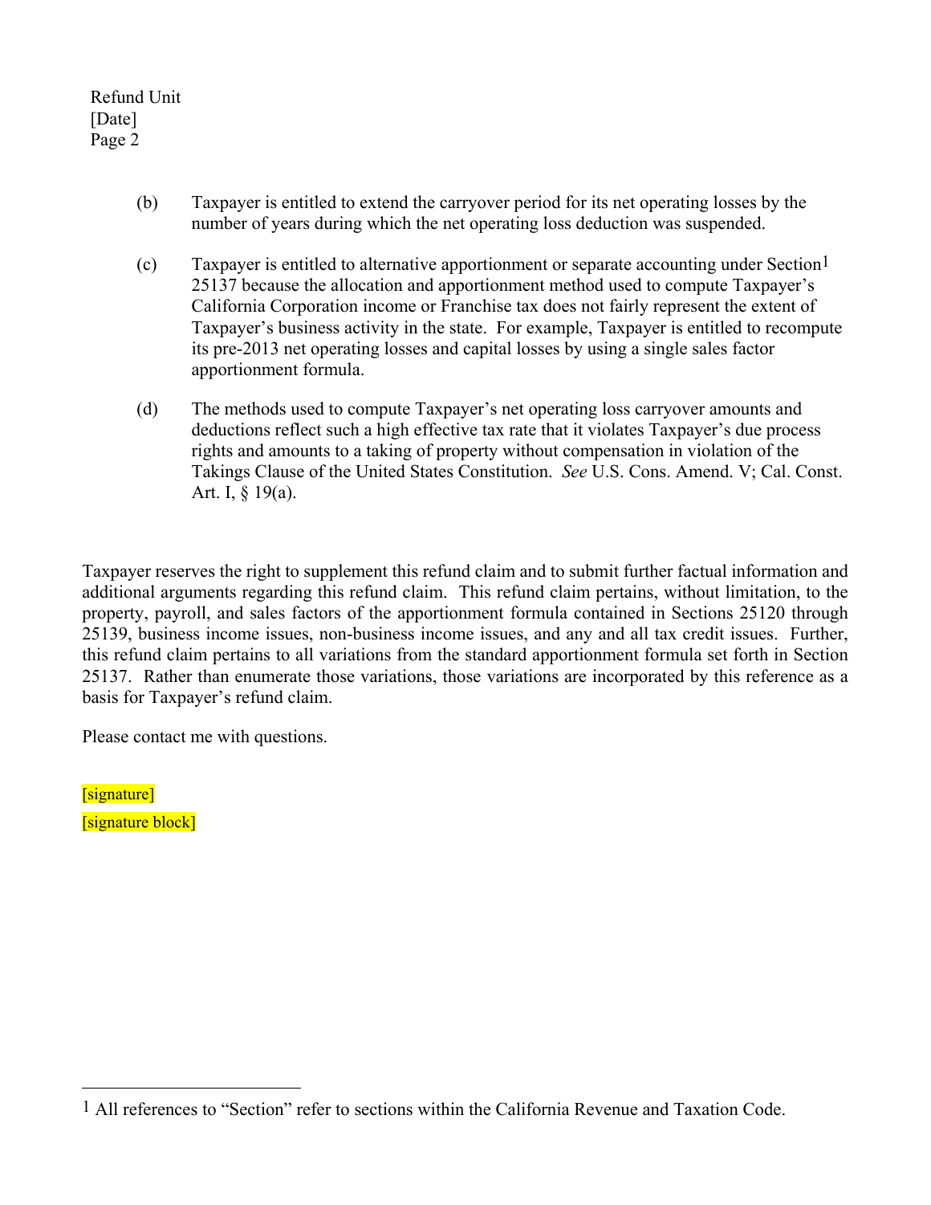(b) Taxpayer is entitled to extend the carryover period for its net operating losses by the number of years during which the net operating loss deduction was suspended.

(c) Taxpayer is entitled to alternative apportionment or separate accounting under Section[1] 25137 because the allocation and apportionment method used to compute Taxpayer's California Corporation income or Franchise tax does not fairly represent the extent of Taxpayer's business activity in the state. For example, Taxpayer is entitled to recompute its pre-2013 net operating losses and capital losses by using a single sales factor apportionment formula.

(d) The methods used to compute Taxpayer's net operating loss carryover amounts and deductions reflect such a high effective tax rate that it violates Taxpayer's due process rights and amounts to a taking of property without compensation in violation of the Takings Clause of the United States Constitution. *See* U.S. Cons. Amend. V; Cal. Const. Art. I, § 19(a).

Taxpayer reserves the right to supplement this refund claim and to submit further factual information and additional arguments regarding this refund claim. This refund claim pertains, without limitation, to the property, payroll, and sales factors of the apportionment formula contained in Sections 25120 through 25139, business income issues, non-business income issues, and any and all tax credit issues. Further, this refund claim pertains to all variations from the standard apportionment formula set forth in Section 25137. Rather than enumerate those variations, those variations are incorporated by this reference as a basis for Taxpayer's refund claim.

Please contact me with questions.

[signature]

[signature block]

---

[1] All references to "Section" refer to sections within the California Revenue and Taxation Code.